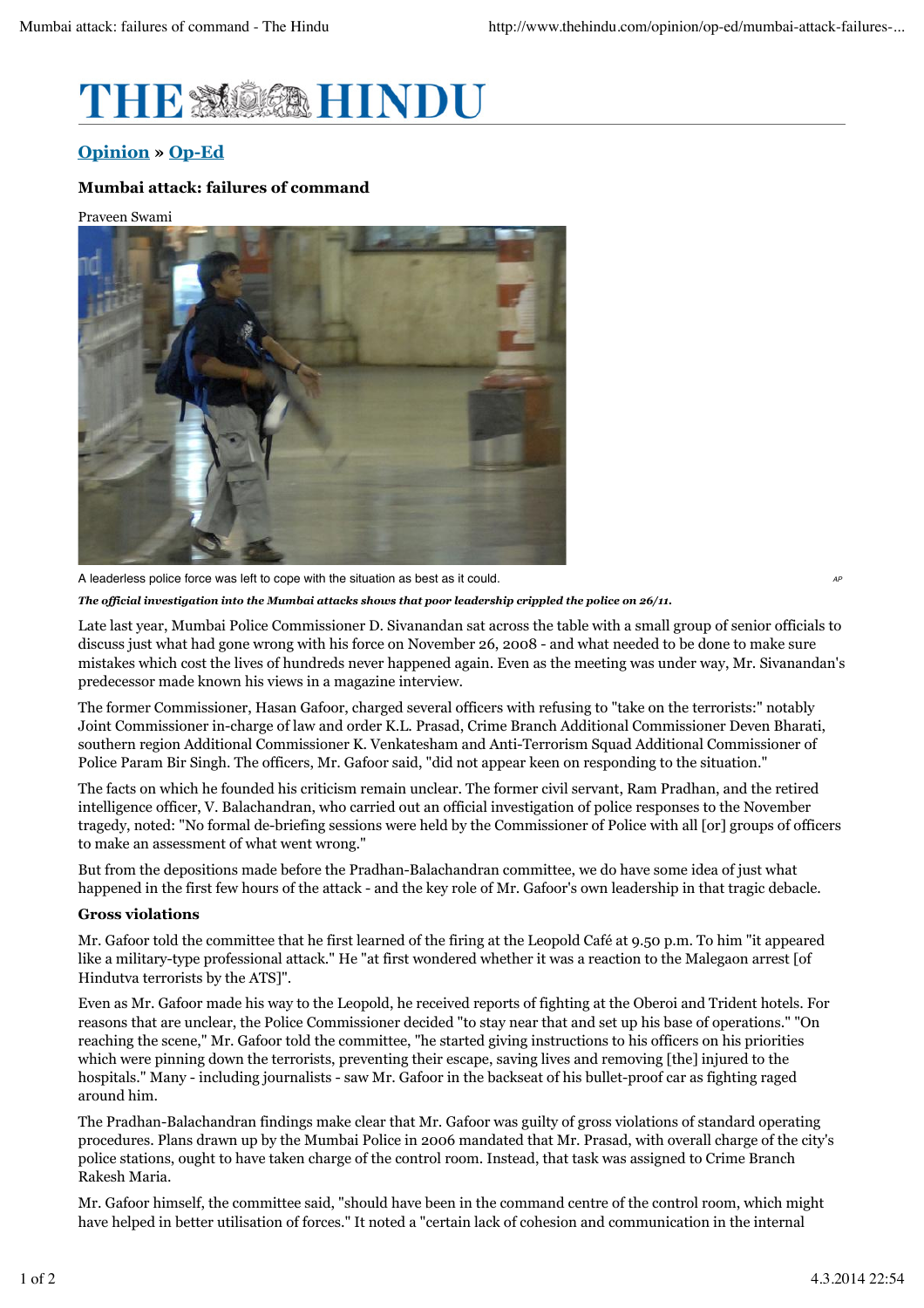# THE HINDU

**Opinion » Op-Ed**

### Mumbai attack: failures of command

Praveen Swami

A leaderless police force was left to cope with the situation as best as it could. AP

***The official investigation into the Mumbai attacks shows that poor leadership crippled the police on 26/11.***

Late last year, Mumbai Police Commissioner D. Sivanandan sat across the table with a small group of senior officials to discuss just what had gone wrong with his force on November 26, 2008 - and what needed to be done to make sure mistakes which cost the lives of hundreds never happened again. Even as the meeting was under way, Mr. Sivanandan's predecessor made known his views in a magazine interview.

The former Commissioner, Hasan Gafoor, charged several officers with refusing to "take on the terrorists:" notably Joint Commissioner in-charge of law and order K.L. Prasad, Crime Branch Additional Commissioner Deven Bharati, southern region Additional Commissioner K. Venkatesham and Anti-Terrorism Squad Additional Commissioner of Police Param Bir Singh. The officers, Mr. Gafoor said, "did not appear keen on responding to the situation."

The facts on which he founded his criticism remain unclear. The former civil servant, Ram Pradhan, and the retired intelligence officer, V. Balachandran, who carried out an official investigation of police responses to the November tragedy, noted: "No formal de-briefing sessions were held by the Commissioner of Police with all [or] groups of officers to make an assessment of what went wrong."

But from the depositions made before the Pradhan-Balachandran committee, we do have some idea of just what happened in the first few hours of the attack - and the key role of Mr. Gafoor's own leadership in that tragic debacle.

**Gross violations**

Mr. Gafoor told the committee that he first learned of the firing at the Leopold Café at 9.50 p.m. To him "it appeared like a military-type professional attack." He "at first wondered whether it was a reaction to the Malegaon arrest [of Hindutva terrorists by the ATS]".

Even as Mr. Gafoor made his way to the Leopold, he received reports of fighting at the Oberoi and Trident hotels. For reasons that are unclear, the Police Commissioner decided "to stay near that and set up his base of operations." "On reaching the scene," Mr. Gafoor told the committee, "he started giving instructions to his officers on his priorities which were pinning down the terrorists, preventing their escape, saving lives and removing [the] injured to the hospitals." Many - including journalists - saw Mr. Gafoor in the backseat of his bullet-proof car as fighting raged around him.

The Pradhan-Balachandran findings make clear that Mr. Gafoor was guilty of gross violations of standard operating procedures. Plans drawn up by the Mumbai Police in 2006 mandated that Mr. Prasad, with overall charge of the city's police stations, ought to have taken charge of the control room. Instead, that task was assigned to Crime Branch Rakesh Maria.

Mr. Gafoor himself, the committee said, "should have been in the command centre of the control room, which might have helped in better utilisation of forces." It noted a "certain lack of cohesion and communication in the internal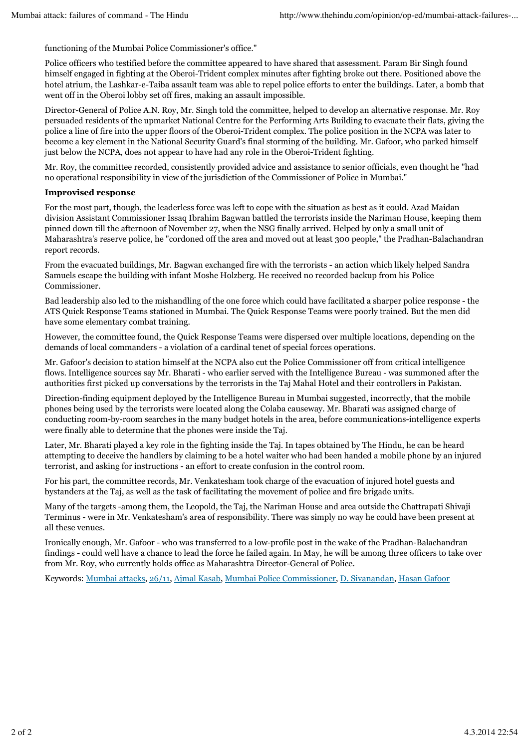functioning of the Mumbai Police Commissioner's office."

Police officers who testified before the committee appeared to have shared that assessment. Param Bir Singh found himself engaged in fighting at the Oberoi-Trident complex minutes after fighting broke out there. Positioned above the hotel atrium, the Lashkar-e-Taiba assault team was able to repel police efforts to enter the buildings. Later, a bomb that went off in the Oberoi lobby set off fires, making an assault impossible.

Director-General of Police A.N. Roy, Mr. Singh told the committee, helped to develop an alternative response. Mr. Roy persuaded residents of the upmarket National Centre for the Performing Arts Building to evacuate their flats, giving the police a line of fire into the upper floors of the Oberoi-Trident complex. The police position in the NCPA was later to become a key element in the National Security Guard's final storming of the building. Mr. Gafoor, who parked himself just below the NCPA, does not appear to have had any role in the Oberoi-Trident fighting.

Mr. Roy, the committee recorded, consistently provided advice and assistance to senior officials, even thought he "had no operational responsibility in view of the jurisdiction of the Commissioner of Police in Mumbai."

**Improvised response**

For the most part, though, the leaderless force was left to cope with the situation as best as it could. Azad Maidan division Assistant Commissioner Issaq Ibrahim Bagwan battled the terrorists inside the Nariman House, keeping them pinned down till the afternoon of November 27, when the NSG finally arrived. Helped by only a small unit of Maharashtra's reserve police, he "cordoned off the area and moved out at least 300 people," the Pradhan-Balachandran report records.

From the evacuated buildings, Mr. Bagwan exchanged fire with the terrorists - an action which likely helped Sandra Samuels escape the building with infant Moshe Holzberg. He received no recorded backup from his Police Commissioner.

Bad leadership also led to the mishandling of the one force which could have facilitated a sharper police response - the ATS Quick Response Teams stationed in Mumbai. The Quick Response Teams were poorly trained. But the men did have some elementary combat training.

However, the committee found, the Quick Response Teams were dispersed over multiple locations, depending on the demands of local commanders - a violation of a cardinal tenet of special forces operations.

Mr. Gafoor's decision to station himself at the NCPA also cut the Police Commissioner off from critical intelligence flows. Intelligence sources say Mr. Bharati - who earlier served with the Intelligence Bureau - was summoned after the authorities first picked up conversations by the terrorists in the Taj Mahal Hotel and their controllers in Pakistan.

Direction-finding equipment deployed by the Intelligence Bureau in Mumbai suggested, incorrectly, that the mobile phones being used by the terrorists were located along the Colaba causeway. Mr. Bharati was assigned charge of conducting room-by-room searches in the many budget hotels in the area, before communications-intelligence experts were finally able to determine that the phones were inside the Taj.

Later, Mr. Bharati played a key role in the fighting inside the Taj. In tapes obtained by The Hindu, he can be heard attempting to deceive the handlers by claiming to be a hotel waiter who had been handed a mobile phone by an injured terrorist, and asking for instructions - an effort to create confusion in the control room.

For his part, the committee records, Mr. Venkatesham took charge of the evacuation of injured hotel guests and bystanders at the Taj, as well as the task of facilitating the movement of police and fire brigade units.

Many of the targets -among them, the Leopold, the Taj, the Nariman House and area outside the Chattrapati Shivaji Terminus - were in Mr. Venkatesham's area of responsibility. There was simply no way he could have been present at all these venues.

Ironically enough, Mr. Gafoor - who was transferred to a low-profile post in the wake of the Pradhan-Balachandran findings - could well have a chance to lead the force he failed again. In May, he will be among three officers to take over from Mr. Roy, who currently holds office as Maharashtra Director-General of Police.

Keywords: Mumbai attacks, 26/11, Ajmal Kasab, Mumbai Police Commissioner, D. Sivanandan, Hasan Gafoor